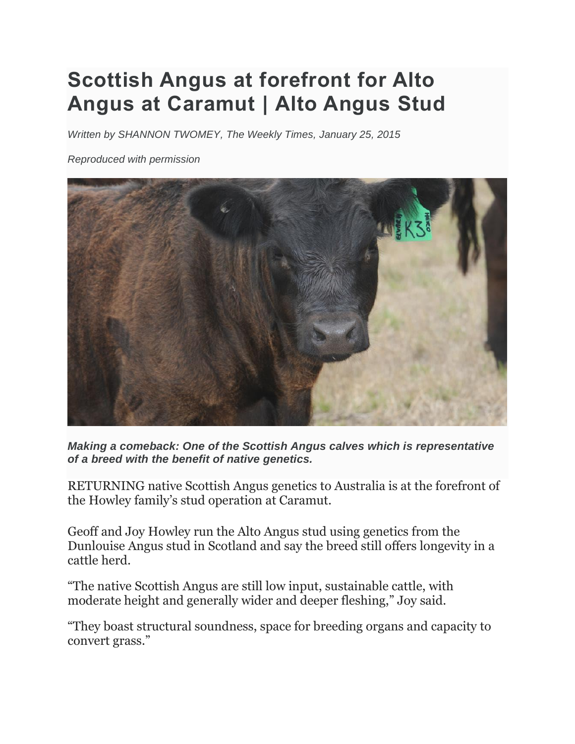# Scottish Angus at forefront for Alto Angus at Caramut | Alto Angus Stud

*Written by SHANNON TWOMEY, The Weekly Times, January 25, 2015*

*Reproduced with permission*

***Making a comeback: One of the Scottish Angus calves which is representative of a breed with the benefit of native genetics.***

RETURNING native Scottish Angus genetics to Australia is at the forefront of the Howley family's stud operation at Caramut.

Geoff and Joy Howley run the Alto Angus stud using genetics from the Dunlouise Angus stud in Scotland and say the breed still offers longevity in a cattle herd.

"The native Scottish Angus are still low input, sustainable cattle, with moderate height and generally wider and deeper fleshing," Joy said.

"They boast structural soundness, space for breeding organs and capacity to convert grass."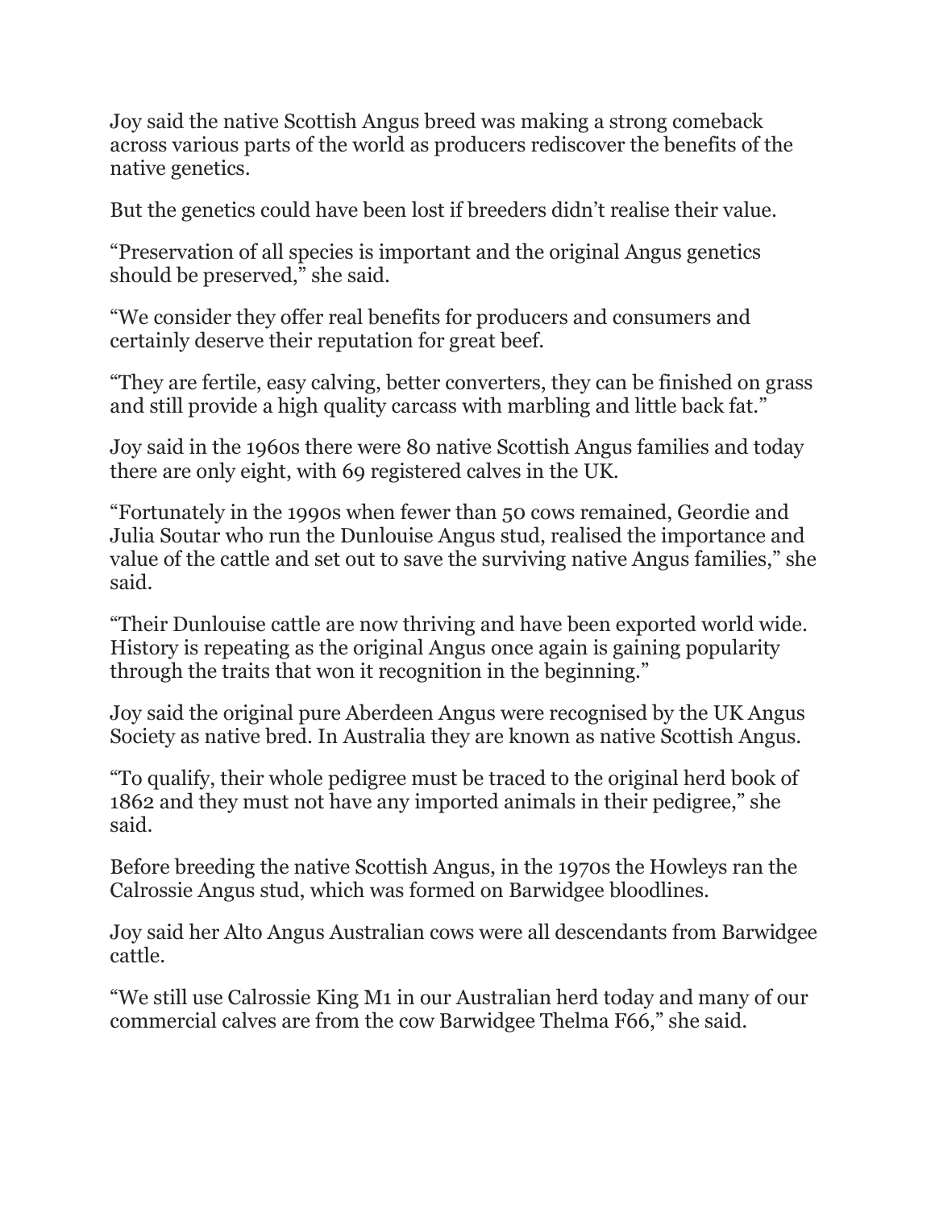Joy said the native Scottish Angus breed was making a strong comeback across various parts of the world as producers rediscover the benefits of the native genetics.

But the genetics could have been lost if breeders didn't realise their value.

"Preservation of all species is important and the original Angus genetics should be preserved," she said.

"We consider they offer real benefits for producers and consumers and certainly deserve their reputation for great beef.

"They are fertile, easy calving, better converters, they can be finished on grass and still provide a high quality carcass with marbling and little back fat."

Joy said in the 1960s there were 80 native Scottish Angus families and today there are only eight, with 69 registered calves in the UK.

"Fortunately in the 1990s when fewer than 50 cows remained, Geordie and Julia Soutar who run the Dunlouise Angus stud, realised the importance and value of the cattle and set out to save the surviving native Angus families," she said.

"Their Dunlouise cattle are now thriving and have been exported world wide. History is repeating as the original Angus once again is gaining popularity through the traits that won it recognition in the beginning."

Joy said the original pure Aberdeen Angus were recognised by the UK Angus Society as native bred. In Australia they are known as native Scottish Angus.

"To qualify, their whole pedigree must be traced to the original herd book of 1862 and they must not have any imported animals in their pedigree," she said.

Before breeding the native Scottish Angus, in the 1970s the Howleys ran the Calrossie Angus stud, which was formed on Barwidgee bloodlines.

Joy said her Alto Angus Australian cows were all descendants from Barwidgee cattle.

"We still use Calrossie King M1 in our Australian herd today and many of our commercial calves are from the cow Barwidgee Thelma F66," she said.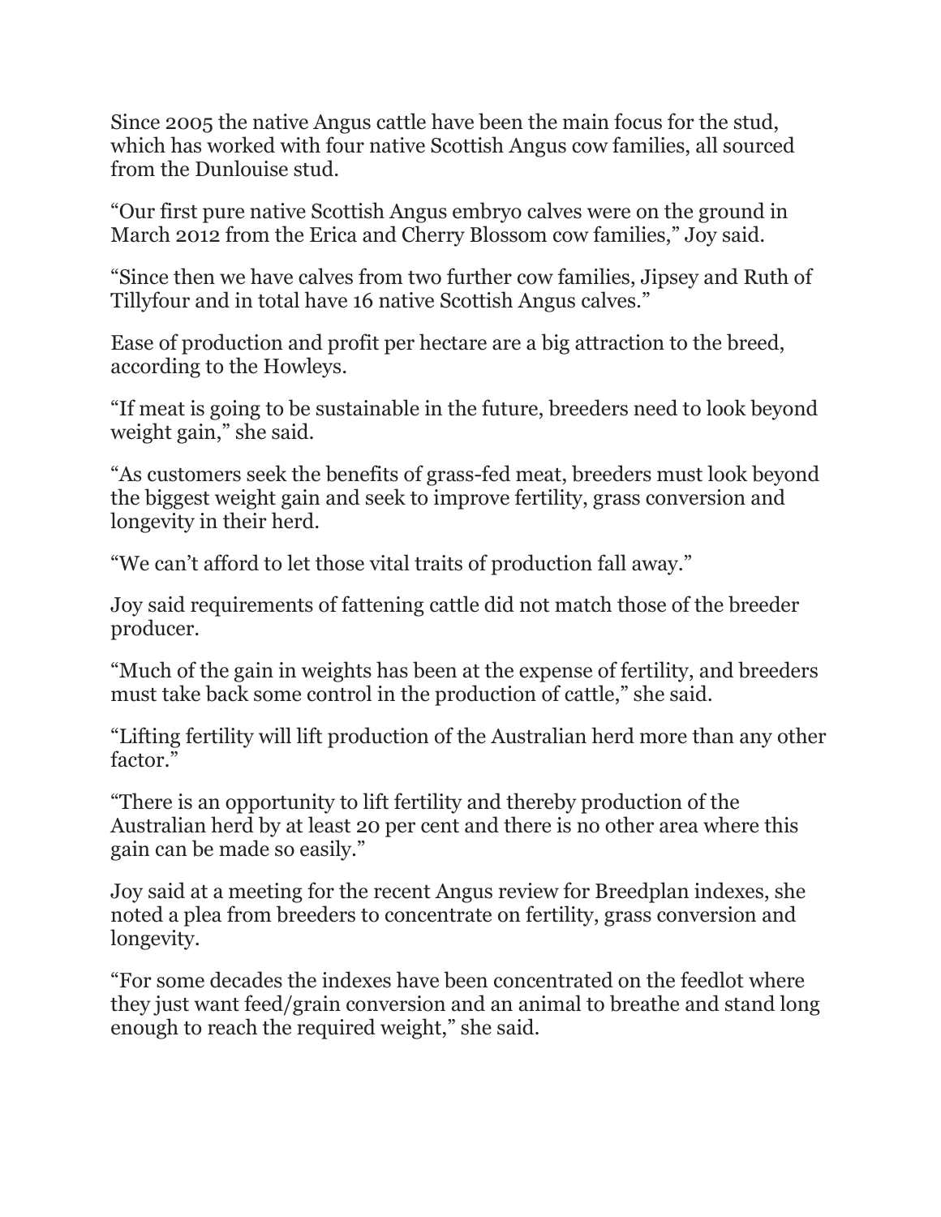Since 2005 the native Angus cattle have been the main focus for the stud, which has worked with four native Scottish Angus cow families, all sourced from the Dunlouise stud.

"Our first pure native Scottish Angus embryo calves were on the ground in March 2012 from the Erica and Cherry Blossom cow families," Joy said.

"Since then we have calves from two further cow families, Jipsey and Ruth of Tillyfour and in total have 16 native Scottish Angus calves."

Ease of production and profit per hectare are a big attraction to the breed, according to the Howleys.

"If meat is going to be sustainable in the future, breeders need to look beyond weight gain," she said.

"As customers seek the benefits of grass-fed meat, breeders must look beyond the biggest weight gain and seek to improve fertility, grass conversion and longevity in their herd.

"We can't afford to let those vital traits of production fall away."

Joy said requirements of fattening cattle did not match those of the breeder producer.

"Much of the gain in weights has been at the expense of fertility, and breeders must take back some control in the production of cattle," she said.

"Lifting fertility will lift production of the Australian herd more than any other factor."

"There is an opportunity to lift fertility and thereby production of the Australian herd by at least 20 per cent and there is no other area where this gain can be made so easily."

Joy said at a meeting for the recent Angus review for Breedplan indexes, she noted a plea from breeders to concentrate on fertility, grass conversion and longevity.

"For some decades the indexes have been concentrated on the feedlot where they just want feed/grain conversion and an animal to breathe and stand long enough to reach the required weight," she said.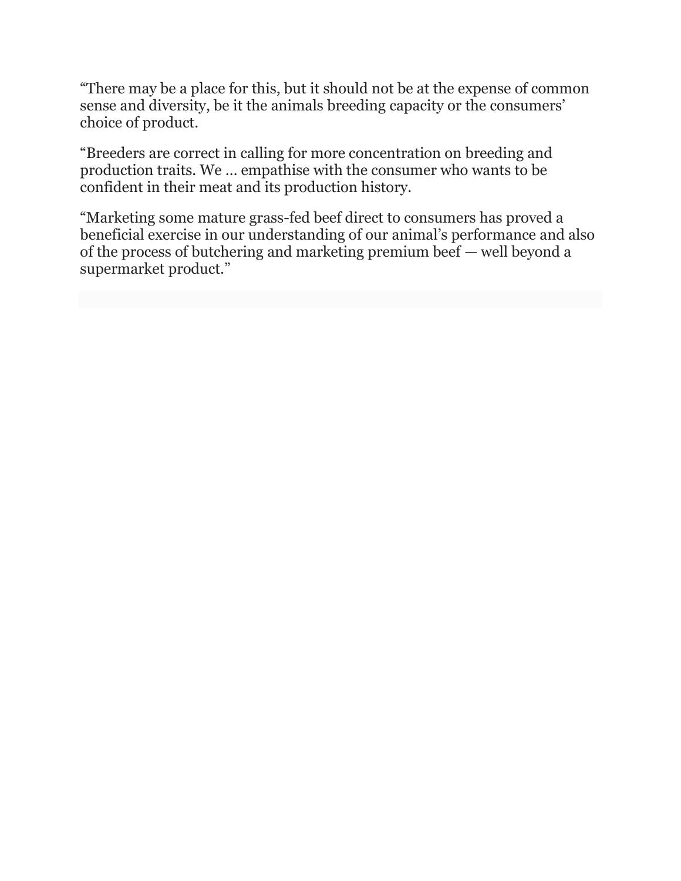“There may be a place for this, but it should not be at the expense of common sense and diversity, be it the animals breeding capacity or the consumers’ choice of product.

“Breeders are correct in calling for more concentration on breeding and production traits. We … empathise with the consumer who wants to be confident in their meat and its production history.

“Marketing some mature grass-fed beef direct to consumers has proved a beneficial exercise in our understanding of our animal’s performance and also of the process of butchering and marketing premium beef — well beyond a supermarket product.”